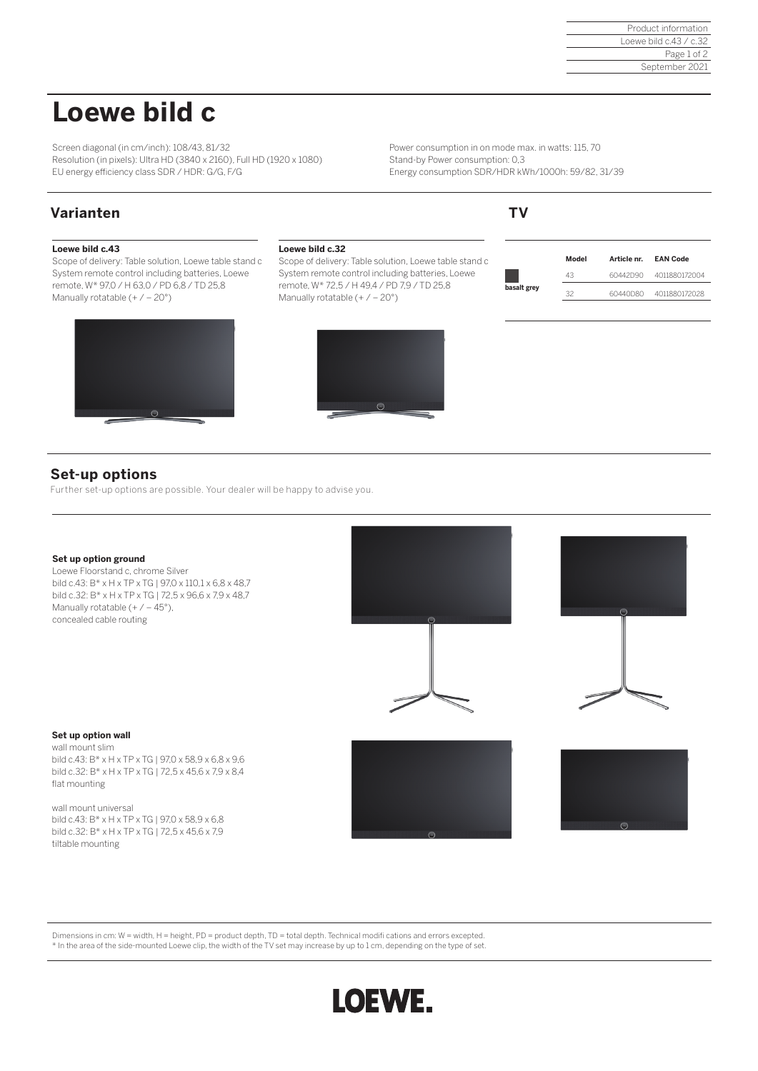# Loewe bild c

Screen diagonal (in cm/inch): 108/43, 81/32
Resolution (in pixels): Ultra HD (3840 x 2160), Full HD (1920 x 1080)
EU energy efficiency class SDR / HDR: G/G, F/G

Power consumption in on mode max. in watts: 115, 70
Stand-by Power consumption: 0,3
Energy consumption SDR/HDR kWh/1000h: 59/82, 31/39

## Varianten

**Loewe bild c.43**
Scope of delivery: Table solution, Loewe table stand c System remote control including batteries, Loewe remote, W* 97,0 / H 63,0 / PD 6,8 / TD 25,8
Manually rotatable (+ / – 20°)

**Loewe bild c.32**
Scope of delivery: Table solution, Loewe table stand c System remote control including batteries, Loewe remote, W* 72,5 / H 49,4 / PD 7,9 / TD 25,8
Manually rotatable (+ / – 20°)

## TV

| | Model | Article nr. | EAN Code |
|---|---|---|---|
| basalt grey | 43 | 60442D90 | 4011880172004 |
| | 32 | 60440D80 | 4011880172028 |

## Set-up options

Further set-up options are possible. Your dealer will be happy to advise you.

**Set up option ground**
Loewe Floorstand c, chrome Silver
bild c.43: B* x H x TP x TG | 97,0 x 110,1 x 6,8 x 48,7
bild c.32: B* x H x TP x TG | 72,5 x 96,6 x 7,9 x 48,7
Manually rotatable (+ / – 45°),
concealed cable routing

**Set up option wall**
wall mount slim
bild c.43: B* x H x TP x TG | 97,0 x 58,9 x 6,8 x 9,6
bild c.32: B* x H x TP x TG | 72,5 x 45,6 x 7,9 x 8,4
flat mounting

wall mount universal
bild c.43: B* x H x TP x TG | 97,0 x 58,9 x 6,8
bild c.32: B* x H x TP x TG | 72,5 x 45,6 x 7,9
tiltable mounting

Dimensions in cm: W = width, H = height, PD = product depth, TD = total depth. Technical modifi cations and errors excepted.
* In the area of the side-mounted Loewe clip, the width of the TV set may increase by up to 1 cm, depending on the type of set.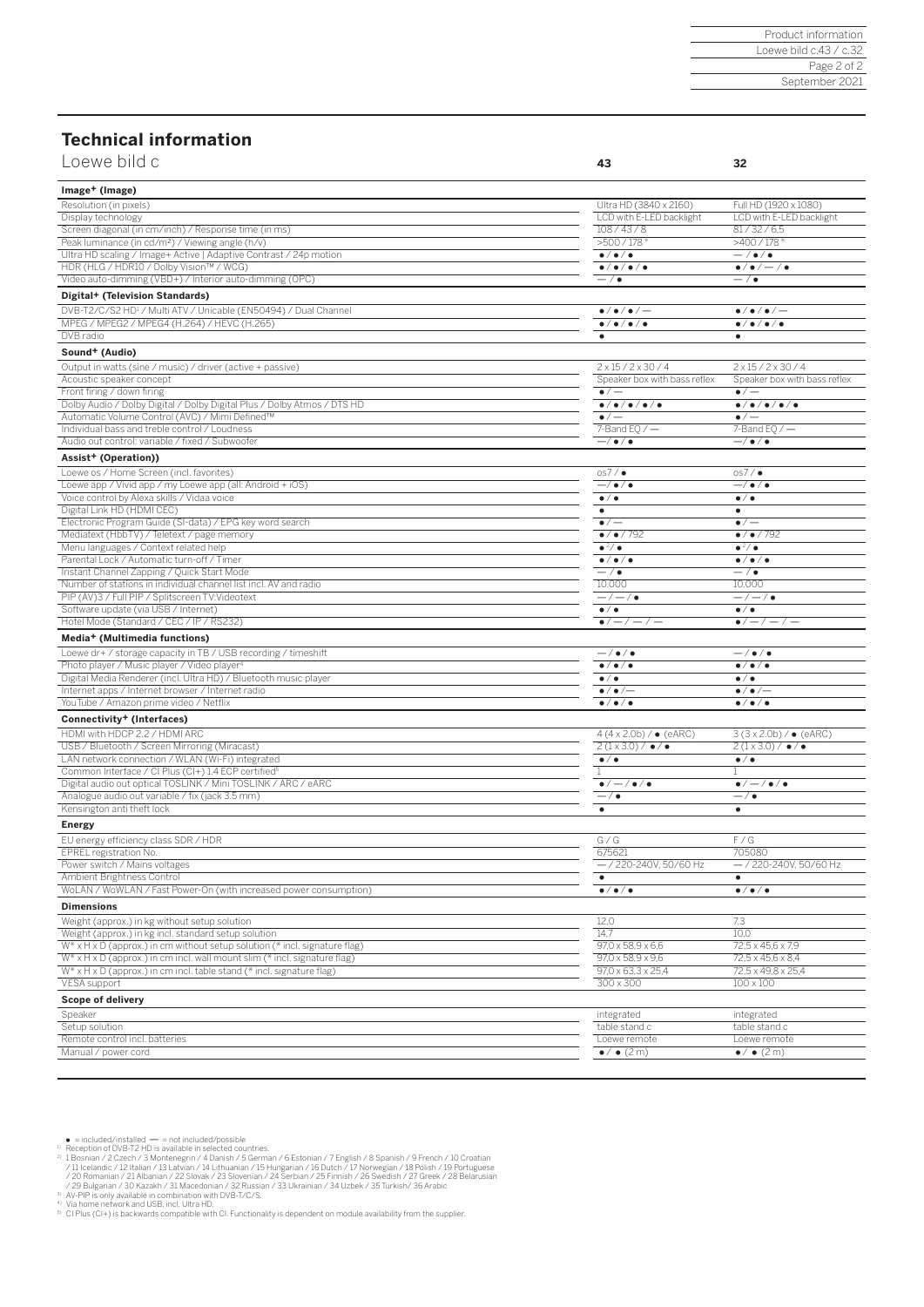# Technical information

| Loewe bild c | 43 | 32 |
|---|---|---|
| **Image⁺ (Image)** | | |
| Resolution (in pixels) | Ultra HD (3840 x 2160) | Full HD (1920 x 1080) |
| Display technology | LCD with E-LED backlight | LCD with E-LED backlight |
| Screen diagonal (in cm/inch) / Response time (in ms) | 108 / 43 / 8 | 81 / 32 / 6,5 |
| Peak luminance (in cd/m²) / Viewing angle (h/v) | >500 / 178 ° | >400 / 178 ° |
| Ultra HD scaling / Image+ Active \| Adaptive Contrast / 24p motion | ● / ● / ● | — / ● / ● |
| HDR (HLG / HDR10 / Dolby Vision™ / WCG) | ● / ● / ● / ● | ● / ● / — / ● |
| Video auto-dimming (VBD+) / Interior auto-dimming (OPC) | — / ● | — / ● |
| **Digital⁺ (Television Standards)** | | |
| DVB-T2/C/S2 HD[1] / Multi ATV / Unicable (EN50494) / Dual Channel | ● / ● / ● / — | ● / ● / ● / — |
| MPEG / MPEG2 / MPEG4 (H.264) / HEVC (H.265) | ● / ● / ● / ● | ● / ● / ● / ● |
| DVB radio | ● | ● |
| **Sound⁺ (Audio)** | | |
| Output in watts (sine / music) / driver (active + passive) | 2 x 15 / 2 x 30 / 4 | 2 x 15 / 2 x 30 / 4 |
| Acoustic speaker concept | Speaker box with bass reflex | Speaker box with bass reflex |
| Front firing / down firing | ● / — | ● / — |
| Dolby Audio / Dolby Digital / Dolby Digital Plus / Dolby Atmos / DTS HD | ● / ● / ● / ● / ● | ● / ● / ● / ● / ● |
| Automatic Volume Control (AVC) / Mimi Defined™ | ● / — | ● / — |
| Individual bass and treble control / Loudness | 7-Band EQ / — | 7-Band EQ / — |
| Audio out control: variable / fixed / Subwoofer | — / ● / ● | — / ● / ● |
| **Assist⁺ (Operation))** | | |
| Loewe os / Home Screen (incl. favorites) | os7 / ● | os7 / ● |
| Loewe app / Vivid app / my Loewe app (all: Android + iOS) | — / ● / ● | — / ● / ● |
| Voice control by Alexa skills / Vidaa voice | ● / ● | ● / ● |
| Digital Link HD (HDMI CEC) | ● | ● |
| Electronic Program Guide (SI-data) / EPG key word search | ● / — | ● / — |
| Mediatext (HbbTV) / Teletext / page memory | ● / ● / 792 | ● / ● / 792 |
| Menu languages / Context related help | ●[2] / ● | ●[2] / ● |
| Parental Lock / Automatic turn-off / Timer | ● / ● / ● | ● / ● / ● |
| Instant Channel Zapping / Quick Start Mode | — / ● | — / ● |
| Number of stations in individual channel list incl. AV and radio | 10.000 | 10.000 |
| PIP (AV)3 / Full PIP / Splitscreen TV:Videotext | — / — / ● | — / — / ● |
| Software update (via USB / Internet) | ● / ● | ● / ● |
| Hotel Mode (Standard / CEC / IP / RS232) | ● / — / — / — | ● / — / — / — |
| **Media⁺ (Multimedia functions)** | | |
| Loewe dr+ / storage capacity in TB / USB recording / timeshift | — / ● / ● | — / ● / ● |
| Photo player / Music player / Video player[4] | ● / ● / ● | ● / ● / ● |
| Digital Media Renderer (incl. Ultra HD) / Bluetooth music player | ● / ● | ● / ● |
| Internet apps / Internet browser / Internet radio | ● / ● /— | ● / ● /— |
| YouTube / Amazon prime video / Netflix | ● / ● / ● | ● / ● / ● |
| **Connectivity⁺ (Interfaces)** | | |
| HDMI with HDCP 2.2 / HDMI ARC | 4 (4 x 2.0b) / ● (eARC) | 3 (3 x 2.0b) / ● (eARC) |
| USB / Bluetooth / Screen Mirroring (Miracast) | 2 (1 x 3.0) / ● / ● | 2 (1 x 3.0) / ● / ● |
| LAN network connection / WLAN (Wi-Fi) integrated | ● / ● | ● / ● |
| Common Interface / CI Plus (CI+) 1.4 ECP certified[5] | 1 | 1 |
| Digital audio out optical TOSLINK / Mini TOSLINK / ARC / eARC | ● / — / ● / ● | ● / — / ● / ● |
| Analogue audio out variable / fix (jack 3.5 mm) | — / ● | — / ● |
| Kensington anti theft lock | ● | ● |
| **Energy** | | |
| EU energy efficiency class SDR / HDR | G / G | F / G |
| EPREL registration No. | 675621 | 705080 |
| Power switch / Mains voltages | — / 220-240V, 50/60 Hz | — / 220-240V, 50/60 Hz |
| Ambient Brightness Control | ● | ● |
| WoLAN / WoWLAN / Fast Power-On (with increased power consumption) | ● / ● / ● | ● / ● / ● |
| **Dimensions** | | |
| Weight (approx.) in kg without setup solution | 12,0 | 7,3 |
| Weight (approx.) in kg incl. standard setup solution | 14,7 | 10,0 |
| W* x H x D (approx.) in cm without setup solution (* incl. signature flag) | 97,0 x 58,9 x 6,6 | 72,5 x 45,6 x 7,9 |
| W* x H x D (approx.) in cm incl. wall mount slim (* incl. signature flag) | 97,0 x 58,9 x 9,6 | 72,5 x 45,6 x 8,4 |
| W* x H x D (approx.) in cm incl. table stand (* incl. signature flag) | 97,0 x 63,3 x 25,4 | 72,5 x 49,8 x 25,4 |
| VESA support | 300 x 300 | 100 x 100 |
| **Scope of delivery** | | |
| Speaker | integrated | integrated |
| Setup solution | table stand c | table stand c |
| Remote control incl. batteries | Loewe remote | Loewe remote |
| Manual / power cord | ● / ● (2 m) | ● / ● (2 m) |

● = included/installed — = not included/possible

[1] Reception of DVB-T2 HD is available in selected countries.

[2] 1 Bosnian / 2 Czech / 3 Montenegrin / 4 Danish / 5 German / 6 Estonian / 7 English / 8 Spanish / 9 French / 10 Croatian / 11 Icelandic / 12 Italian / 13 Latvian / 14 Lithuanian / 15 Hungarian / 16 Dutch / 17 Norwegian / 18 Polish / 19 Portuguese / 20 Romanian / 21 Albanian / 22 Slovak / 23 Slovenian / 24 Serbian / 25 Finnish / 26 Swedish / 27 Greek / 28 Belarusian / 29 Bulgarian / 30 Kazakh / 31 Macedonian / 32 Russian / 33 Ukrainian / 34 Uzbek / 35 Turkish/ 36 Arabic

[3] AV-PIP is only available in combination with DVB-T/C/S.

[4] Via home network and USB, incl. Ultra HD.

[5] CI Plus (CI+) is backwards compatible with CI. Functionality is dependent on module availability from the supplier.